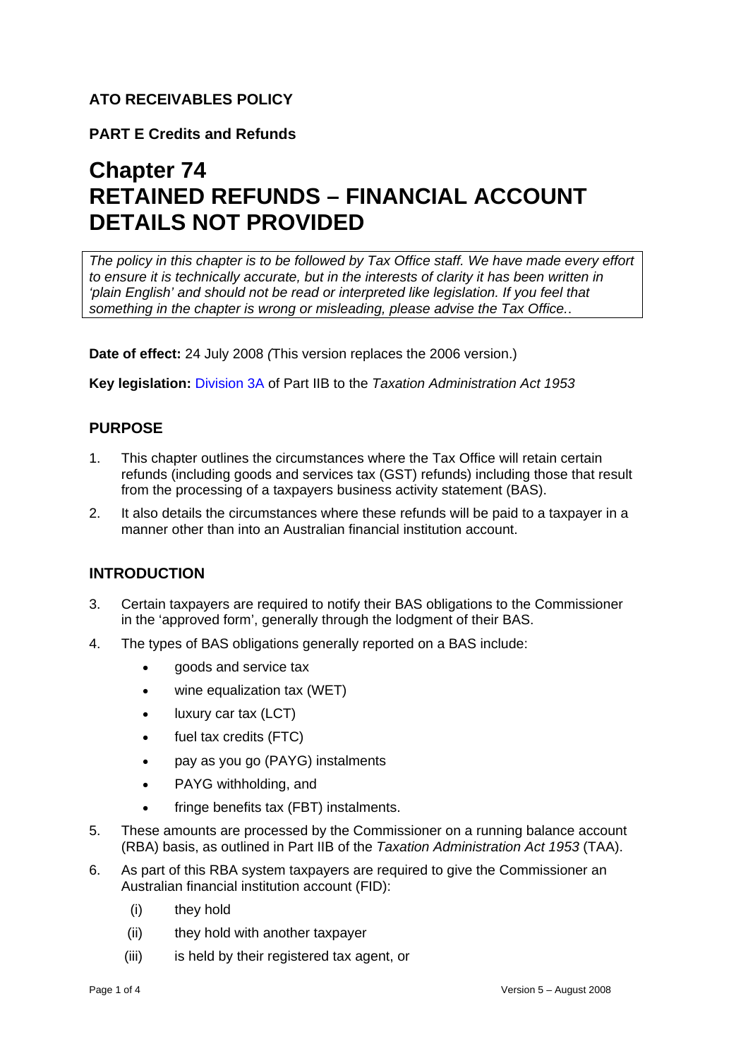**ATO RECEIVABLES POLICY**

**PART E Credits and Refunds**

# Chapter 74 RETAINED REFUNDS – FINANCIAL ACCOUNT DETAILS NOT PROVIDED

*The policy in this chapter is to be followed by Tax Office staff. We have made every effort to ensure it is technically accurate, but in the interests of clarity it has been written in 'plain English' and should not be read or interpreted like legislation. If you feel that something in the chapter is wrong or misleading, please advise the Tax Office..*

**Date of effect:** 24 July 2008 *(*This version replaces the 2006 version.)

**Key legislation:** Division 3A of Part IIB to the *Taxation Administration Act 1953*

## PURPOSE

1. This chapter outlines the circumstances where the Tax Office will retain certain refunds (including goods and services tax (GST) refunds) including those that result from the processing of a taxpayers business activity statement (BAS).
2. It also details the circumstances where these refunds will be paid to a taxpayer in a manner other than into an Australian financial institution account.

## INTRODUCTION

3. Certain taxpayers are required to notify their BAS obligations to the Commissioner in the 'approved form', generally through the lodgment of their BAS.
4. The types of BAS obligations generally reported on a BAS include:
   - goods and service tax
   - wine equalization tax (WET)
   - luxury car tax (LCT)
   - fuel tax credits (FTC)
   - pay as you go (PAYG) instalments
   - PAYG withholding, and
   - fringe benefits tax (FBT) instalments.
5. These amounts are processed by the Commissioner on a running balance account (RBA) basis, as outlined in Part IIB of the *Taxation Administration Act 1953* (TAA).
6. As part of this RBA system taxpayers are required to give the Commissioner an Australian financial institution account (FID):
   (i) they hold
   (ii) they hold with another taxpayer
   (iii) is held by their registered tax agent, or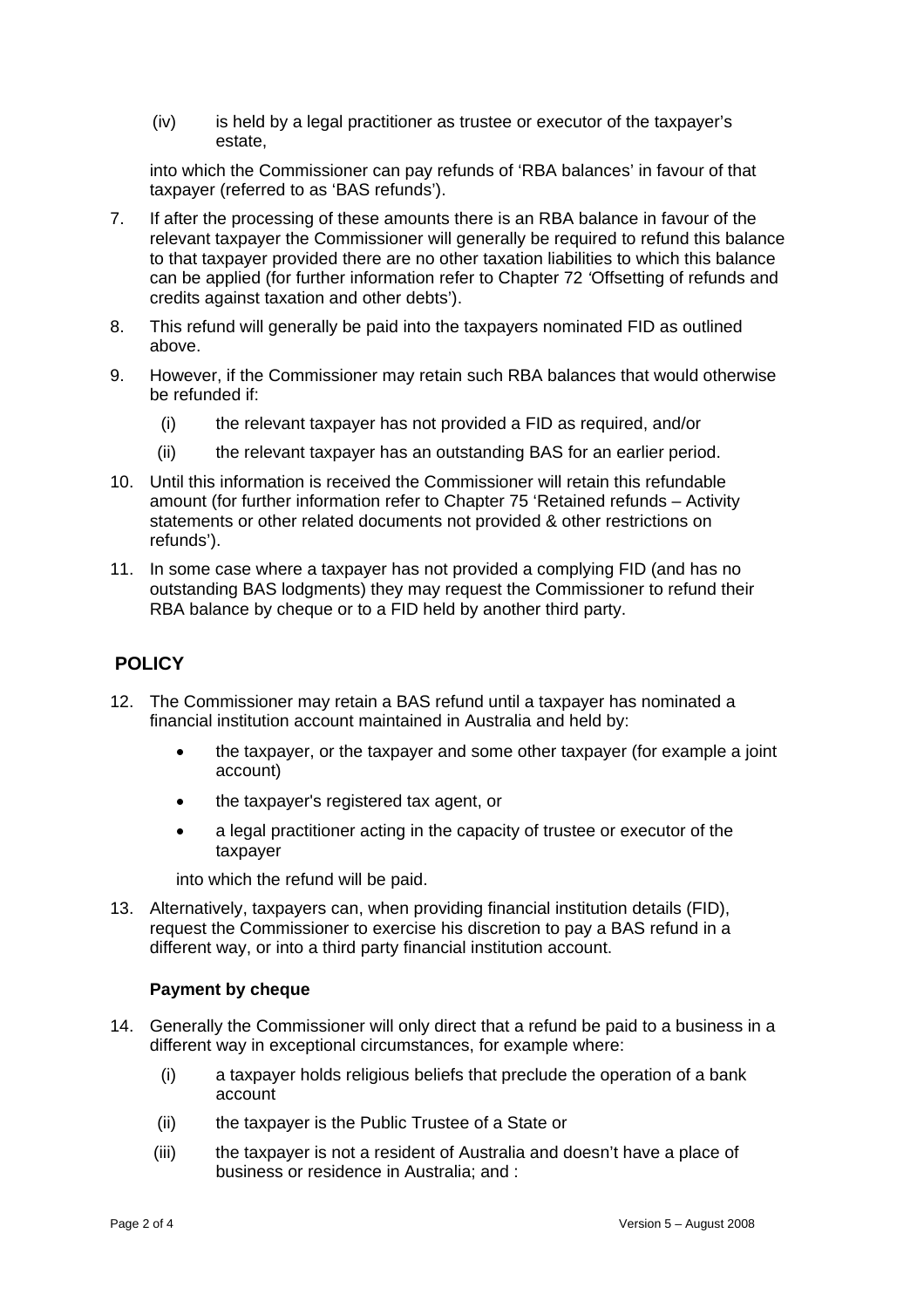(iv) is held by a legal practitioner as trustee or executor of the taxpayer's estate,

into which the Commissioner can pay refunds of 'RBA balances' in favour of that taxpayer (referred to as 'BAS refunds').

7. If after the processing of these amounts there is an RBA balance in favour of the relevant taxpayer the Commissioner will generally be required to refund this balance to that taxpayer provided there are no other taxation liabilities to which this balance can be applied (for further information refer to Chapter 72 'Offsetting of refunds and credits against taxation and other debts').

8. This refund will generally be paid into the taxpayers nominated FID as outlined above.

9. However, if the Commissioner may retain such RBA balances that would otherwise be refunded if:

   (i) the relevant taxpayer has not provided a FID as required, and/or

   (ii) the relevant taxpayer has an outstanding BAS for an earlier period.

10. Until this information is received the Commissioner will retain this refundable amount (for further information refer to Chapter 75 'Retained refunds – Activity statements or other related documents not provided & other restrictions on refunds').

11. In some case where a taxpayer has not provided a complying FID (and has no outstanding BAS lodgments) they may request the Commissioner to refund their RBA balance by cheque or to a FID held by another third party.

## POLICY

12. The Commissioner may retain a BAS refund until a taxpayer has nominated a financial institution account maintained in Australia and held by:

    - the taxpayer, or the taxpayer and some other taxpayer (for example a joint account)
    - the taxpayer's registered tax agent, or
    - a legal practitioner acting in the capacity of trustee or executor of the taxpayer

    into which the refund will be paid.

13. Alternatively, taxpayers can, when providing financial institution details (FID), request the Commissioner to exercise his discretion to pay a BAS refund in a different way, or into a third party financial institution account.

### Payment by cheque

14. Generally the Commissioner will only direct that a refund be paid to a business in a different way in exceptional circumstances, for example where:

    (i) a taxpayer holds religious beliefs that preclude the operation of a bank account

    (ii) the taxpayer is the Public Trustee of a State or

    (iii) the taxpayer is not a resident of Australia and doesn't have a place of business or residence in Australia; and :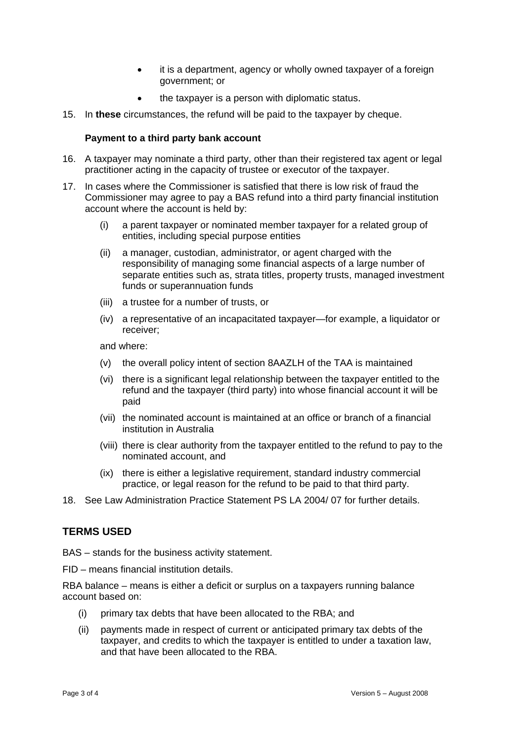- it is a department, agency or wholly owned taxpayer of a foreign government; or
- the taxpayer is a person with diplomatic status.

15. In **these** circumstances, the refund will be paid to the taxpayer by cheque.

### Payment to a third party bank account

16. A taxpayer may nominate a third party, other than their registered tax agent or legal practitioner acting in the capacity of trustee or executor of the taxpayer.
17. In cases where the Commissioner is satisfied that there is low risk of fraud the Commissioner may agree to pay a BAS refund into a third party financial institution account where the account is held by:
    - (i) a parent taxpayer or nominated member taxpayer for a related group of entities, including special purpose entities
    - (ii) a manager, custodian, administrator, or agent charged with the responsibility of managing some financial aspects of a large number of separate entities such as, strata titles, property trusts, managed investment funds or superannuation funds
    - (iii) a trustee for a number of trusts, or
    - (iv) a representative of an incapacitated taxpayer—for example, a liquidator or receiver;

    and where:

    - (v) the overall policy intent of section 8AAZLH of the TAA is maintained
    - (vi) there is a significant legal relationship between the taxpayer entitled to the refund and the taxpayer (third party) into whose financial account it will be paid
    - (vii) the nominated account is maintained at an office or branch of a financial institution in Australia
    - (viii) there is clear authority from the taxpayer entitled to the refund to pay to the nominated account, and
    - (ix) there is either a legislative requirement, standard industry commercial practice, or legal reason for the refund to be paid to that third party.
18. See Law Administration Practice Statement PS LA 2004/ 07 for further details.

## TERMS USED

BAS – stands for the business activity statement.

FID – means financial institution details.

RBA balance – means is either a deficit or surplus on a taxpayers running balance account based on:

- (i) primary tax debts that have been allocated to the RBA; and
- (ii) payments made in respect of current or anticipated primary tax debts of the taxpayer, and credits to which the taxpayer is entitled to under a taxation law, and that have been allocated to the RBA.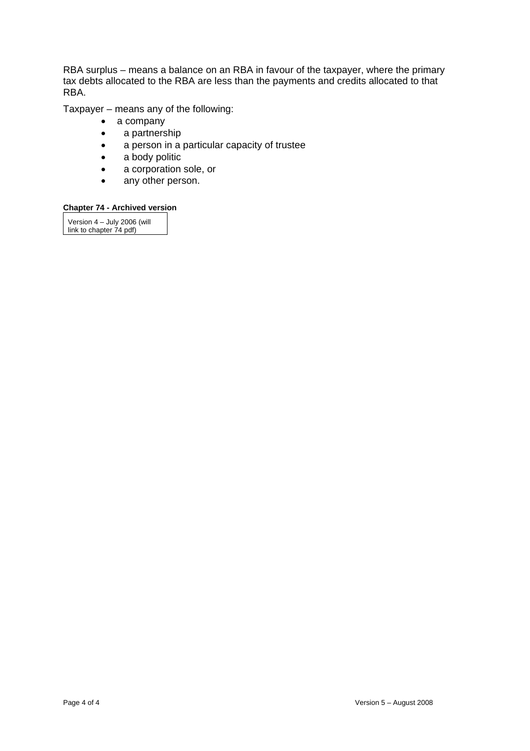RBA surplus – means a balance on an RBA in favour of the taxpayer, where the primary tax debts allocated to the RBA are less than the payments and credits allocated to that RBA.

Taxpayer – means any of the following:

- a company
- a partnership
- a person in a particular capacity of trustee
- a body politic
- a corporation sole, or
- any other person.

**Chapter 74 - Archived version**

| |
|---|
| Version 4 – July 2006 (will link to chapter 74 pdf) |